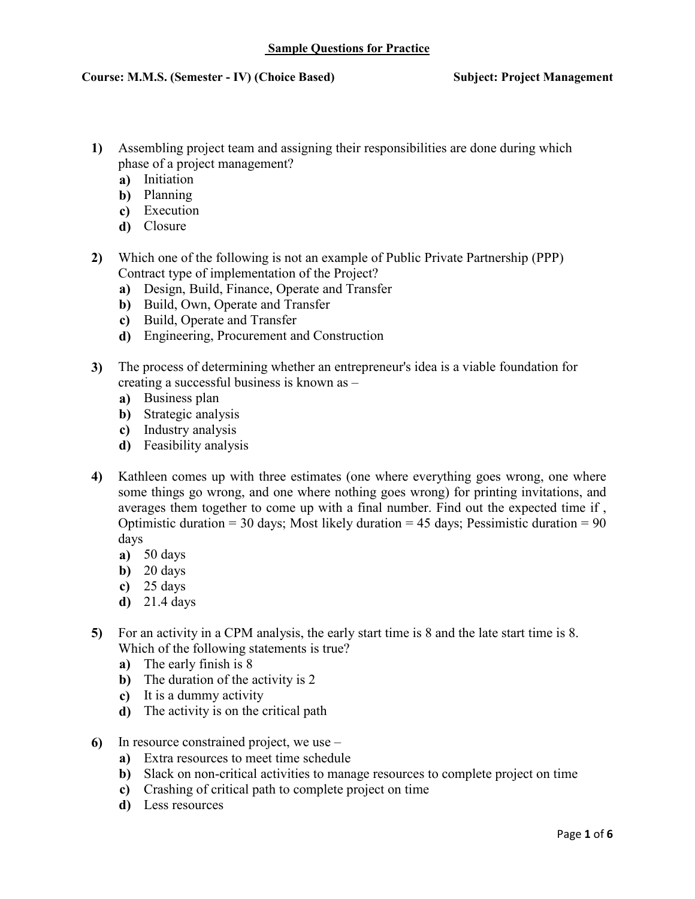**Sample Questions for Practice**

**Course: M.M.S. (Semester - IV) (Choice Based)** **Subject: Project Management**

**1)** Assembling project team and assigning their responsibilities are done during which phase of a project management?

**a)** Initiation
**b)** Planning
**c)** Execution
**d)** Closure

**2)** Which one of the following is not an example of Public Private Partnership (PPP) Contract type of implementation of the Project?

**a)** Design, Build, Finance, Operate and Transfer
**b)** Build, Own, Operate and Transfer
**c)** Build, Operate and Transfer
**d)** Engineering, Procurement and Construction

**3)** The process of determining whether an entrepreneur's idea is a viable foundation for creating a successful business is known as –

**a)** Business plan
**b)** Strategic analysis
**c)** Industry analysis
**d)** Feasibility analysis

**4)** Kathleen comes up with three estimates (one where everything goes wrong, one where some things go wrong, and one where nothing goes wrong) for printing invitations, and averages them together to come up with a final number. Find out the expected time if , Optimistic duration = 30 days; Most likely duration = 45 days; Pessimistic duration = 90 days

**a)** 50 days
**b)** 20 days
**c)** 25 days
**d)** 21.4 days

**5)** For an activity in a CPM analysis, the early start time is 8 and the late start time is 8. Which of the following statements is true?

**a)** The early finish is 8
**b)** The duration of the activity is 2
**c)** It is a dummy activity
**d)** The activity is on the critical path

**6)** In resource constrained project, we use –

**a)** Extra resources to meet time schedule
**b)** Slack on non-critical activities to manage resources to complete project on time
**c)** Crashing of critical path to complete project on time
**d)** Less resources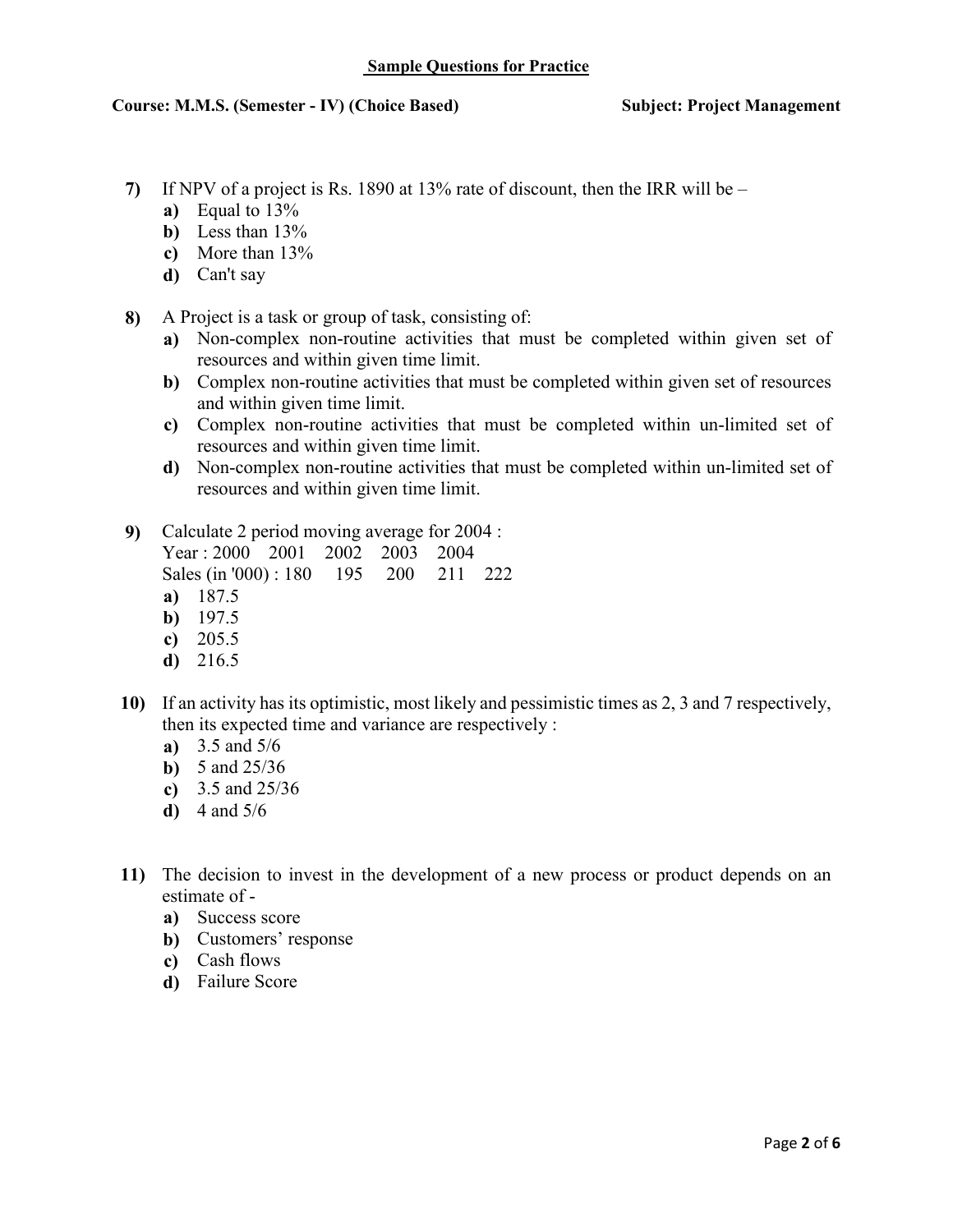**Sample Questions for Practice**

**Course: M.M.S. (Semester - IV) (Choice Based)** **Subject: Project Management**

7) If NPV of a project is Rs. 1890 at 13% rate of discount, then the IRR will be –
   - **a)** Equal to 13%
   - **b)** Less than 13%
   - **c)** More than 13%
   - **d)** Can't say

8) A Project is a task or group of task, consisting of:
   - **a)** Non-complex non-routine activities that must be completed within given set of resources and within given time limit.
   - **b)** Complex non-routine activities that must be completed within given set of resources and within given time limit.
   - **c)** Complex non-routine activities that must be completed within un-limited set of resources and within given time limit.
   - **d)** Non-complex non-routine activities that must be completed within un-limited set of resources and within given time limit.

9) Calculate 2 period moving average for 2004 :
   Year : 2000 2001 2002 2003 2004
   Sales (in '000) : 180 195 200 211 222
   - **a)** 187.5
   - **b)** 197.5
   - **c)** 205.5
   - **d)** 216.5

10) If an activity has its optimistic, most likely and pessimistic times as 2, 3 and 7 respectively, then its expected time and variance are respectively :
    - **a)** 3.5 and 5/6
    - **b)** 5 and 25/36
    - **c)** 3.5 and 25/36
    - **d)** 4 and 5/6

11) The decision to invest in the development of a new process or product depends on an estimate of -
    - **a)** Success score
    - **b)** Customers' response
    - **c)** Cash flows
    - **d)** Failure Score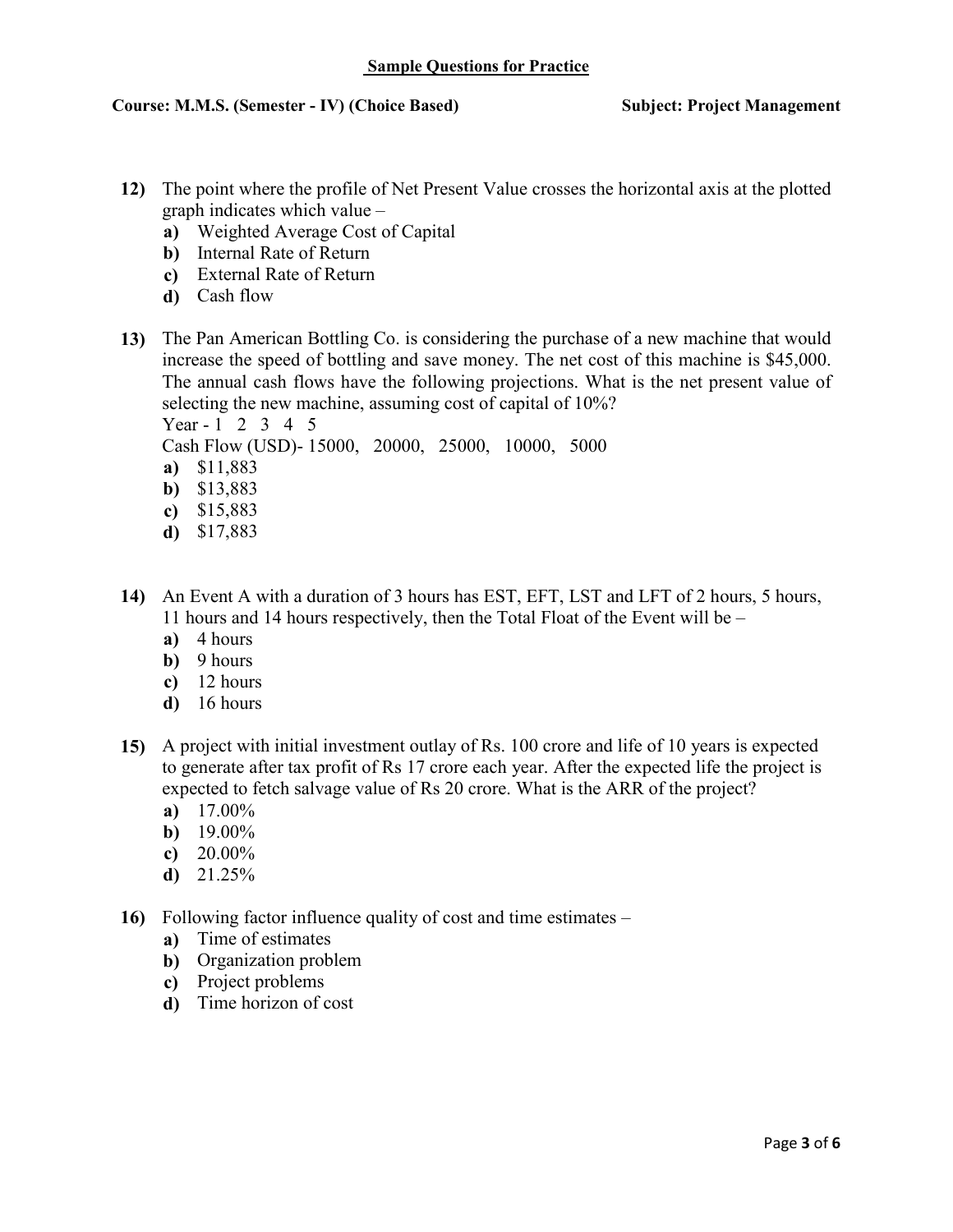**Sample Questions for Practice**

**Course: M.M.S. (Semester - IV) (Choice Based)** **Subject: Project Management**

**12)** The point where the profile of Net Present Value crosses the horizontal axis at the plotted graph indicates which value –

- **a)** Weighted Average Cost of Capital
- **b)** Internal Rate of Return
- **c)** External Rate of Return
- **d)** Cash flow

**13)** The Pan American Bottling Co. is considering the purchase of a new machine that would increase the speed of bottling and save money. The net cost of this machine is $45,000. The annual cash flows have the following projections. What is the net present value of selecting the new machine, assuming cost of capital of 10%?

Year - 1 2 3 4 5

Cash Flow (USD)- 15000, 20000, 25000, 10000, 5000

- **a)** $11,883
- **b)** $13,883
- **c)** $15,883
- **d)** $17,883

**14)** An Event A with a duration of 3 hours has EST, EFT, LST and LFT of 2 hours, 5 hours, 11 hours and 14 hours respectively, then the Total Float of the Event will be –

- **a)** 4 hours
- **b)** 9 hours
- **c)** 12 hours
- **d)** 16 hours

**15)** A project with initial investment outlay of Rs. 100 crore and life of 10 years is expected to generate after tax profit of Rs 17 crore each year. After the expected life the project is expected to fetch salvage value of Rs 20 crore. What is the ARR of the project?

- **a)** 17.00%
- **b)** 19.00%
- **c)** 20.00%
- **d)** 21.25%

**16)** Following factor influence quality of cost and time estimates –

- **a)** Time of estimates
- **b)** Organization problem
- **c)** Project problems
- **d)** Time horizon of cost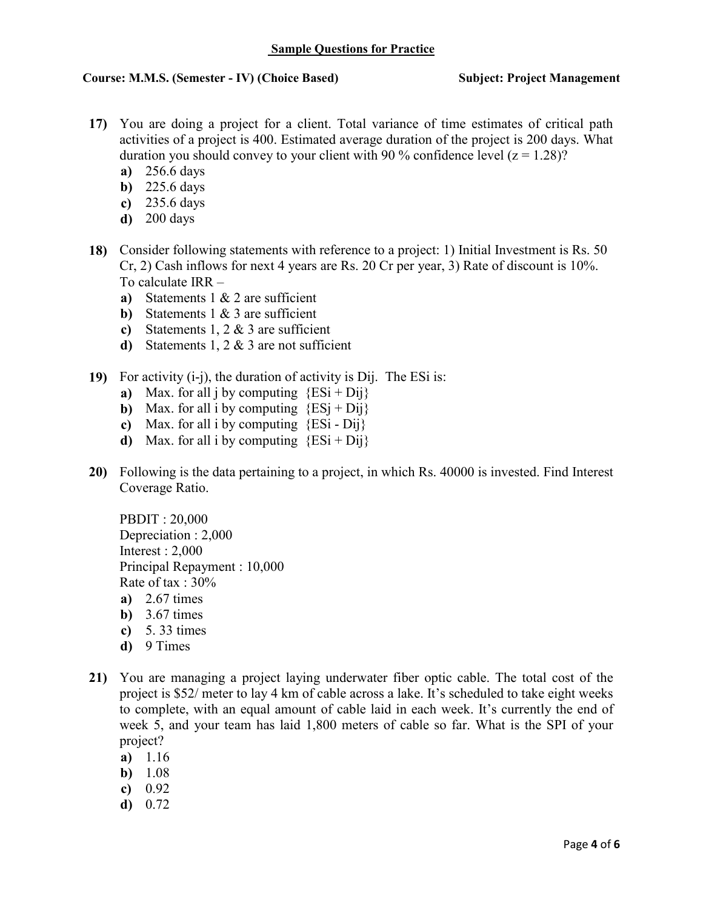**Sample Questions for Practice**

**Course: M.M.S. (Semester - IV) (Choice Based)** **Subject: Project Management**

**17)** You are doing a project for a client. Total variance of time estimates of critical path activities of a project is 400. Estimated average duration of the project is 200 days. What duration you should convey to your client with 90 % confidence level ($z = 1.28$)?

- **a)** 256.6 days
- **b)** 225.6 days
- **c)** 235.6 days
- **d)** 200 days

**18)** Consider following statements with reference to a project: 1) Initial Investment is Rs. 50 Cr, 2) Cash inflows for next 4 years are Rs. 20 Cr per year, 3) Rate of discount is 10%. To calculate IRR –

- **a)** Statements 1 & 2 are sufficient
- **b)** Statements 1 & 3 are sufficient
- **c)** Statements 1, 2 & 3 are sufficient
- **d)** Statements 1, 2 & 3 are not sufficient

**19)** For activity (i-j), the duration of activity is $D_{ij}$. The $ES_i$ is:

- **a)** Max. for all j by computing $\{ES_i + D_{ij}\}$
- **b)** Max. for all i by computing $\{ES_j + D_{ij}\}$
- **c)** Max. for all i by computing $\{ES_i - D_{ij}\}$
- **d)** Max. for all i by computing $\{ES_i + D_{ij}\}$

**20)** Following is the data pertaining to a project, in which Rs. 40000 is invested. Find Interest Coverage Ratio.

PBDIT : 20,000
Depreciation : 2,000
Interest : 2,000
Principal Repayment : 10,000
Rate of tax : 30%

- **a)** 2.67 times
- **b)** 3.67 times
- **c)** 5. 33 times
- **d)** 9 Times

**21)** You are managing a project laying underwater fiber optic cable. The total cost of the project is $52/ meter to lay 4 km of cable across a lake. It's scheduled to take eight weeks to complete, with an equal amount of cable laid in each week. It's currently the end of week 5, and your team has laid 1,800 meters of cable so far. What is the SPI of your project?

- **a)** 1.16
- **b)** 1.08
- **c)** 0.92
- **d)** 0.72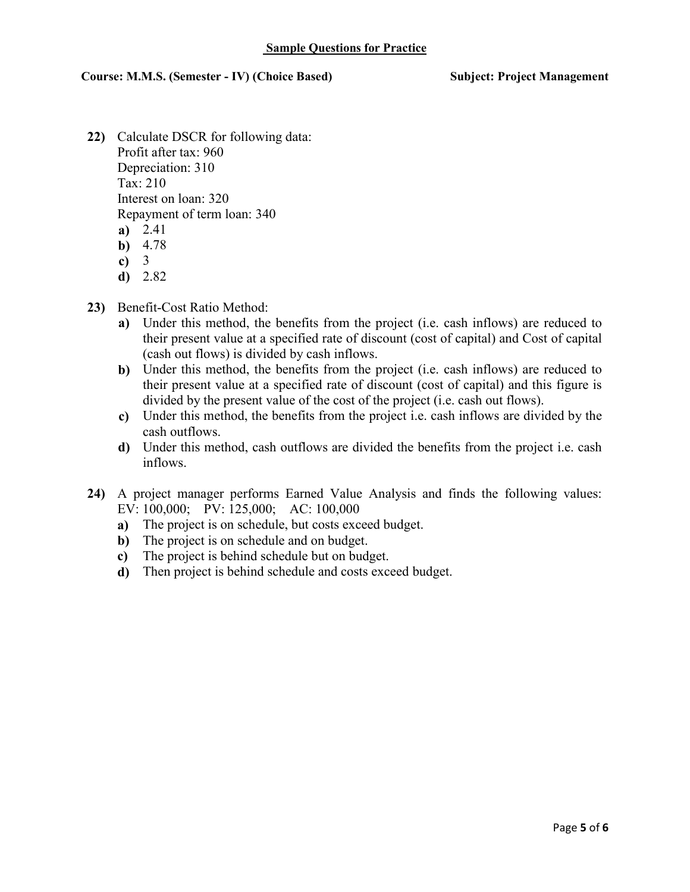**Sample Questions for Practice**

**Course: M.M.S. (Semester - IV) (Choice Based)** **Subject: Project Management**

22) Calculate DSCR for following data:
Profit after tax: 960
Depreciation: 310
Tax: 210
Interest on loan: 320
Repayment of term loan: 340
   a) 2.41
   b) 4.78
   c) 3
   d) 2.82

23) Benefit-Cost Ratio Method:
   a) Under this method, the benefits from the project (i.e. cash inflows) are reduced to their present value at a specified rate of discount (cost of capital) and Cost of capital (cash out flows) is divided by cash inflows.
   b) Under this method, the benefits from the project (i.e. cash inflows) are reduced to their present value at a specified rate of discount (cost of capital) and this figure is divided by the present value of the cost of the project (i.e. cash out flows).
   c) Under this method, the benefits from the project i.e. cash inflows are divided by the cash outflows.
   d) Under this method, cash outflows are divided the benefits from the project i.e. cash inflows.

24) A project manager performs Earned Value Analysis and finds the following values: EV: 100,000; PV: 125,000; AC: 100,000
   a) The project is on schedule, but costs exceed budget.
   b) The project is on schedule and on budget.
   c) The project is behind schedule but on budget.
   d) Then project is behind schedule and costs exceed budget.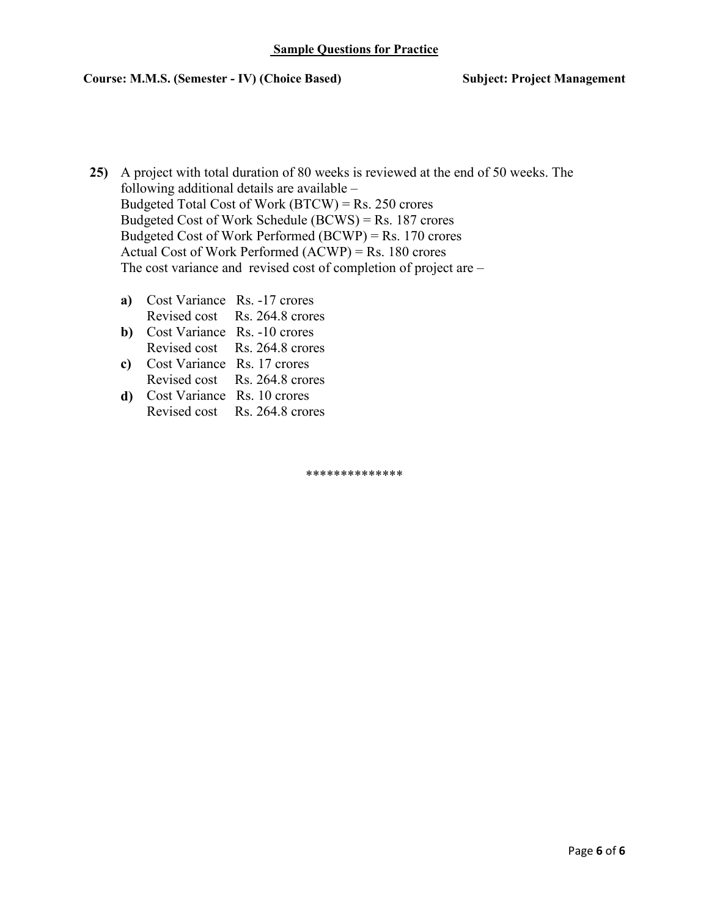**Sample Questions for Practice**

**Course: M.M.S. (Semester - IV) (Choice Based)** **Subject: Project Management**

**25)** A project with total duration of 80 weeks is reviewed at the end of 50 weeks. The following additional details are available –
Budgeted Total Cost of Work (BTCW) = Rs. 250 crores
Budgeted Cost of Work Schedule (BCWS) = Rs. 187 crores
Budgeted Cost of Work Performed (BCWP) = Rs. 170 crores
Actual Cost of Work Performed (ACWP) = Rs. 180 crores
The cost variance and revised cost of completion of project are –

**a)** Cost Variance Rs. -17 crores
Revised cost Rs. 264.8 crores

**b)** Cost Variance Rs. -10 crores
Revised cost Rs. 264.8 crores

**c)** Cost Variance Rs. 17 crores
Revised cost Rs. 264.8 crores

**d)** Cost Variance Rs. 10 crores
Revised cost Rs. 264.8 crores

**************